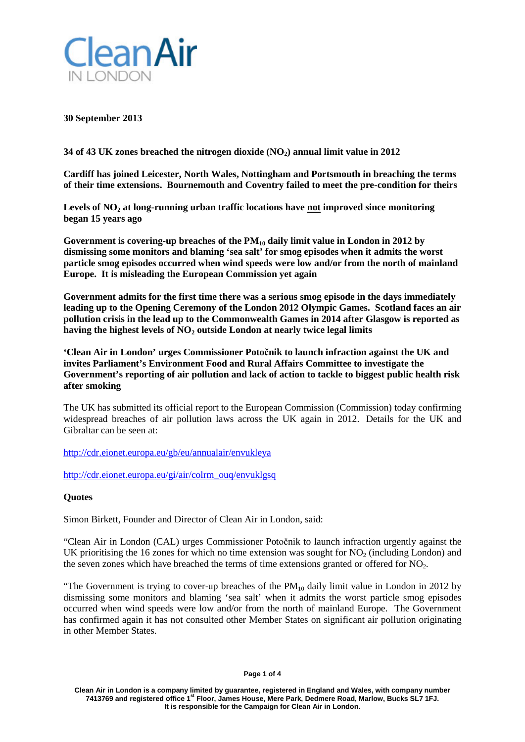**Clean Air**
IN LONDON

**30 September 2013**

**34 of 43 UK zones breached the nitrogen dioxide ($NO_2$) annual limit value in 2012**

**Cardiff has joined Leicester, North Wales, Nottingham and Portsmouth in breaching the terms of their time extensions. Bournemouth and Coventry failed to meet the pre-condition for theirs**

**Levels of $NO_2$ at long-running urban traffic locations have not improved since monitoring began 15 years ago**

**Government is covering-up breaches of the $PM_{10}$ daily limit value in London in 2012 by dismissing some monitors and blaming 'sea salt' for smog episodes when it admits the worst particle smog episodes occurred when wind speeds were low and/or from the north of mainland Europe. It is misleading the European Commission yet again**

**Government admits for the first time there was a serious smog episode in the days immediately leading up to the Opening Ceremony of the London 2012 Olympic Games. Scotland faces an air pollution crisis in the lead up to the Commonwealth Games in 2014 after Glasgow is reported as having the highest levels of $NO_2$ outside London at nearly twice legal limits**

**'Clean Air in London' urges Commissioner Potočnik to launch infraction against the UK and invites Parliament's Environment Food and Rural Affairs Committee to investigate the Government's reporting of air pollution and lack of action to tackle to biggest public health risk after smoking**

The UK has submitted its official report to the European Commission (Commission) today confirming widespread breaches of air pollution laws across the UK again in 2012. Details for the UK and Gibraltar can be seen at:

http://cdr.eionet.europa.eu/gb/eu/annualair/envukleya

http://cdr.eionet.europa.eu/gi/air/colrm_ouq/envuklgsq

**Quotes**

Simon Birkett, Founder and Director of Clean Air in London, said:

"Clean Air in London (CAL) urges Commissioner Potočnik to launch infraction urgently against the UK prioritising the 16 zones for which no time extension was sought for $NO_2$ (including London) and the seven zones which have breached the terms of time extensions granted or offered for $NO_2$.

"The Government is trying to cover-up breaches of the $PM_{10}$ daily limit value in London in 2012 by dismissing some monitors and blaming 'sea salt' when it admits the worst particle smog episodes occurred when wind speeds were low and/or from the north of mainland Europe. The Government has confirmed again it has not consulted other Member States on significant air pollution originating in other Member States.

Clean Air in London is a company limited by guarantee, registered in England and Wales, with company number 7413769 and registered office 1st Floor, James House, Mere Park, Dedmere Road, Marlow, Bucks SL7 1FJ. It is responsible for the Campaign for Clean Air in London.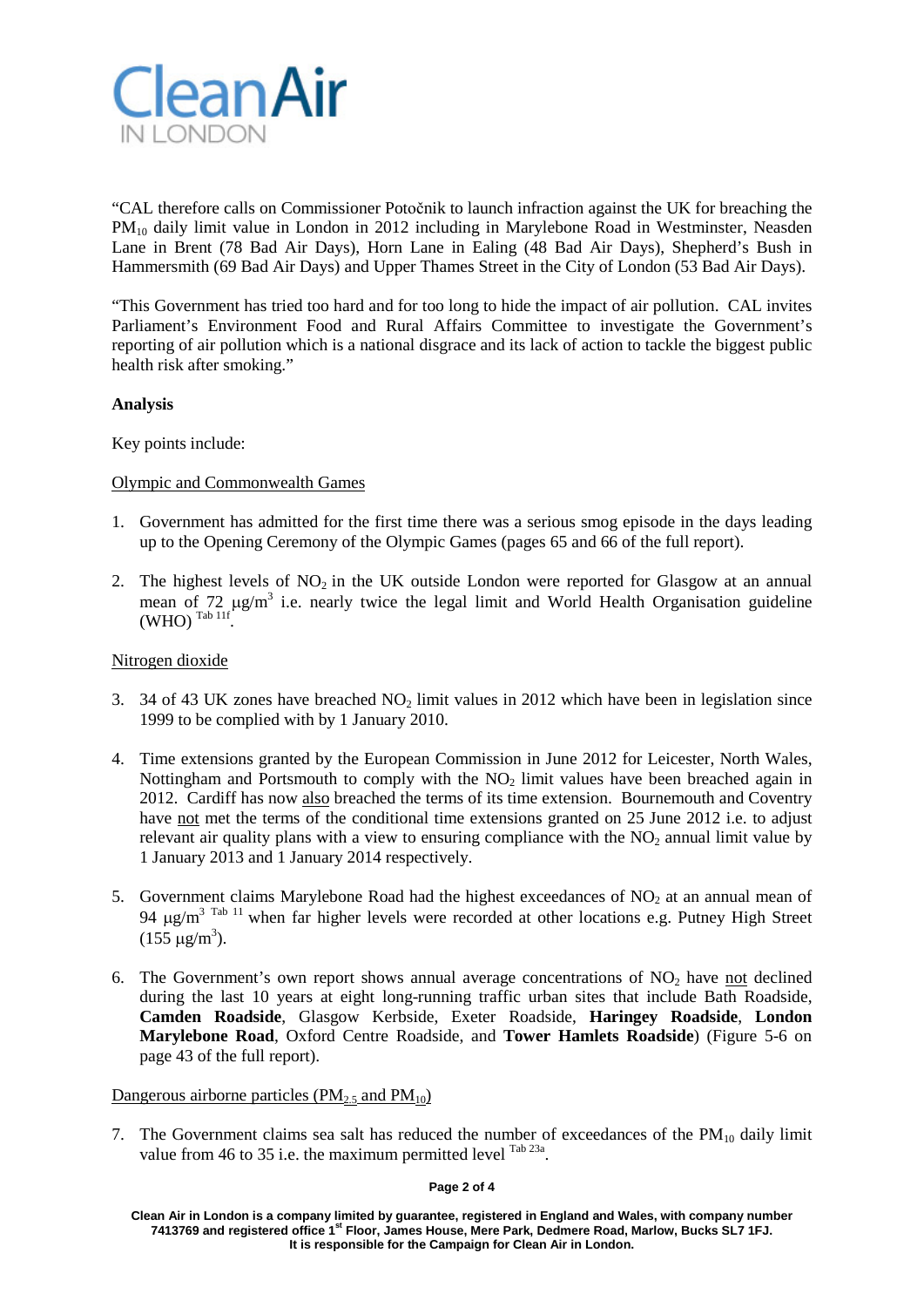CleanAir IN LONDON

"CAL therefore calls on Commissioner Potočnik to launch infraction against the UK for breaching the $PM_{10}$ daily limit value in London in 2012 including in Marylebone Road in Westminster, Neasden Lane in Brent (78 Bad Air Days), Horn Lane in Ealing (48 Bad Air Days), Shepherd's Bush in Hammersmith (69 Bad Air Days) and Upper Thames Street in the City of London (53 Bad Air Days).

"This Government has tried too hard and for too long to hide the impact of air pollution. CAL invites Parliament's Environment Food and Rural Affairs Committee to investigate the Government's reporting of air pollution which is a national disgrace and its lack of action to tackle the biggest public health risk after smoking."

**Analysis**

Key points include:

Olympic and Commonwealth Games

1. Government has admitted for the first time there was a serious smog episode in the days leading up to the Opening Ceremony of the Olympic Games (pages 65 and 66 of the full report).

2. The highest levels of $NO_2$ in the UK outside London were reported for Glasgow at an annual mean of 72 $\mu g/m^3$ i.e. nearly twice the legal limit and World Health Organisation guideline (WHO) [Tab 11f].

Nitrogen dioxide

3. 34 of 43 UK zones have breached $NO_2$ limit values in 2012 which have been in legislation since 1999 to be complied with by 1 January 2010.

4. Time extensions granted by the European Commission in June 2012 for Leicester, North Wales, Nottingham and Portsmouth to comply with the $NO_2$ limit values have been breached again in 2012. Cardiff has now also breached the terms of its time extension. Bournemouth and Coventry have not met the terms of the conditional time extensions granted on 25 June 2012 i.e. to adjust relevant air quality plans with a view to ensuring compliance with the $NO_2$ annual limit value by 1 January 2013 and 1 January 2014 respectively.

5. Government claims Marylebone Road had the highest exceedances of $NO_2$ at an annual mean of 94 $\mu g/m^3$ [Tab 11] when far higher levels were recorded at other locations e.g. Putney High Street (155 $\mu g/m^3$).

6. The Government's own report shows annual average concentrations of $NO_2$ have not declined during the last 10 years at eight long-running traffic urban sites that include Bath Roadside, **Camden Roadside**, Glasgow Kerbside, Exeter Roadside, **Haringey Roadside**, **London Marylebone Road**, Oxford Centre Roadside, and **Tower Hamlets Roadside**) (Figure 5-6 on page 43 of the full report).

Dangerous airborne particles ($PM_{2.5}$ and $PM_{10}$)

7. The Government claims sea salt has reduced the number of exceedances of the $PM_{10}$ daily limit value from 46 to 35 i.e. the maximum permitted level [Tab 23a].

Clean Air in London is a company limited by guarantee, registered in England and Wales, with company number 7413769 and registered office 1st Floor, James House, Mere Park, Dedmere Road, Marlow, Bucks SL7 1FJ. It is responsible for the Campaign for Clean Air in London.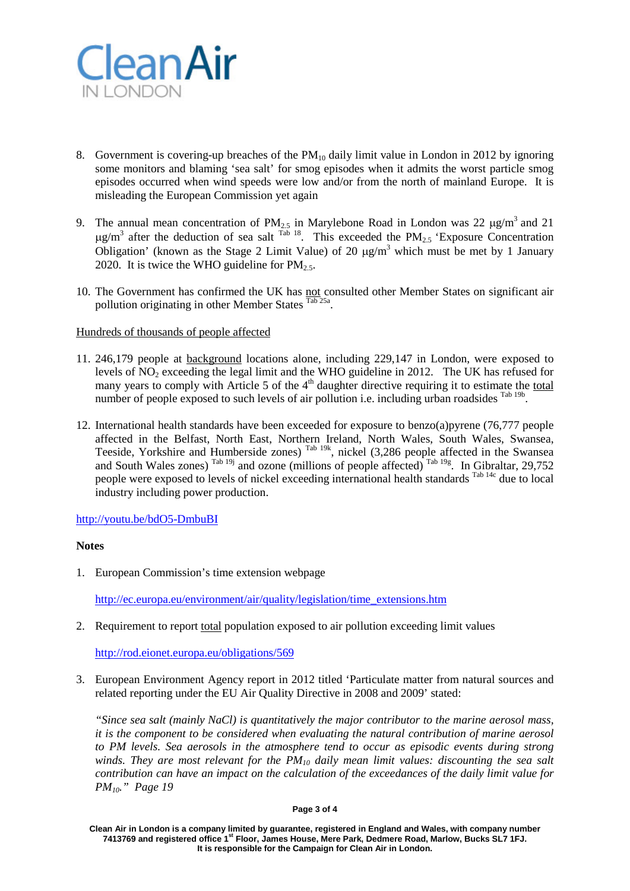8. Government is covering-up breaches of the $PM_{10}$ daily limit value in London in 2012 by ignoring some monitors and blaming 'sea salt' for smog episodes when it admits the worst particle smog episodes occurred when wind speeds were low and/or from the north of mainland Europe. It is misleading the European Commission yet again

9. The annual mean concentration of $PM_{2.5}$ in Marylebone Road in London was 22 $\mu g/m^3$ and 21 $\mu g/m^3$ after the deduction of sea salt [Tab 18]. This exceeded the $PM_{2.5}$ 'Exposure Concentration Obligation' (known as the Stage 2 Limit Value) of 20 $\mu g/m^3$ which must be met by 1 January 2020. It is twice the WHO guideline for $PM_{2.5}$.

10. The Government has confirmed the UK has not consulted other Member States on significant air pollution originating in other Member States [Tab 25a].

Hundreds of thousands of people affected

11. 246,179 people at background locations alone, including 229,147 in London, were exposed to levels of $NO_2$ exceeding the legal limit and the WHO guideline in 2012. The UK has refused for many years to comply with Article 5 of the 4th daughter directive requiring it to estimate the total number of people exposed to such levels of air pollution i.e. including urban roadsides [Tab 19b].

12. International health standards have been exceeded for exposure to benzo(a)pyrene (76,777 people affected in the Belfast, North East, Northern Ireland, North Wales, South Wales, Swansea, Teeside, Yorkshire and Humberside zones) [Tab 19k], nickel (3,286 people affected in the Swansea and South Wales zones) [Tab 19j] and ozone (millions of people affected) [Tab 19g]. In Gibraltar, 29,752 people were exposed to levels of nickel exceeding international health standards [Tab 14c] due to local industry including power production.

http://youtu.be/bdO5-DmbuBI

**Notes**

1. European Commission's time extension webpage

   http://ec.europa.eu/environment/air/quality/legislation/time_extensions.htm

2. Requirement to report total population exposed to air pollution exceeding limit values

   http://rod.eionet.europa.eu/obligations/569

3. European Environment Agency report in 2012 titled 'Particulate matter from natural sources and related reporting under the EU Air Quality Directive in 2008 and 2009' stated:

   *"Since sea salt (mainly NaCl) is quantitatively the major contributor to the marine aerosol mass, it is the component to be considered when evaluating the natural contribution of marine aerosol to PM levels. Sea aerosols in the atmosphere tend to occur as episodic events during strong winds. They are most relevant for the $PM_{10}$ daily mean limit values: discounting the sea salt contribution can have an impact on the calculation of the exceedances of the daily limit value for $PM_{10}$." Page 19*

Clean Air in London is a company limited by guarantee, registered in England and Wales, with company number 7413769 and registered office 1st Floor, James House, Mere Park, Dedmere Road, Marlow, Bucks SL7 1FJ. It is responsible for the Campaign for Clean Air in London.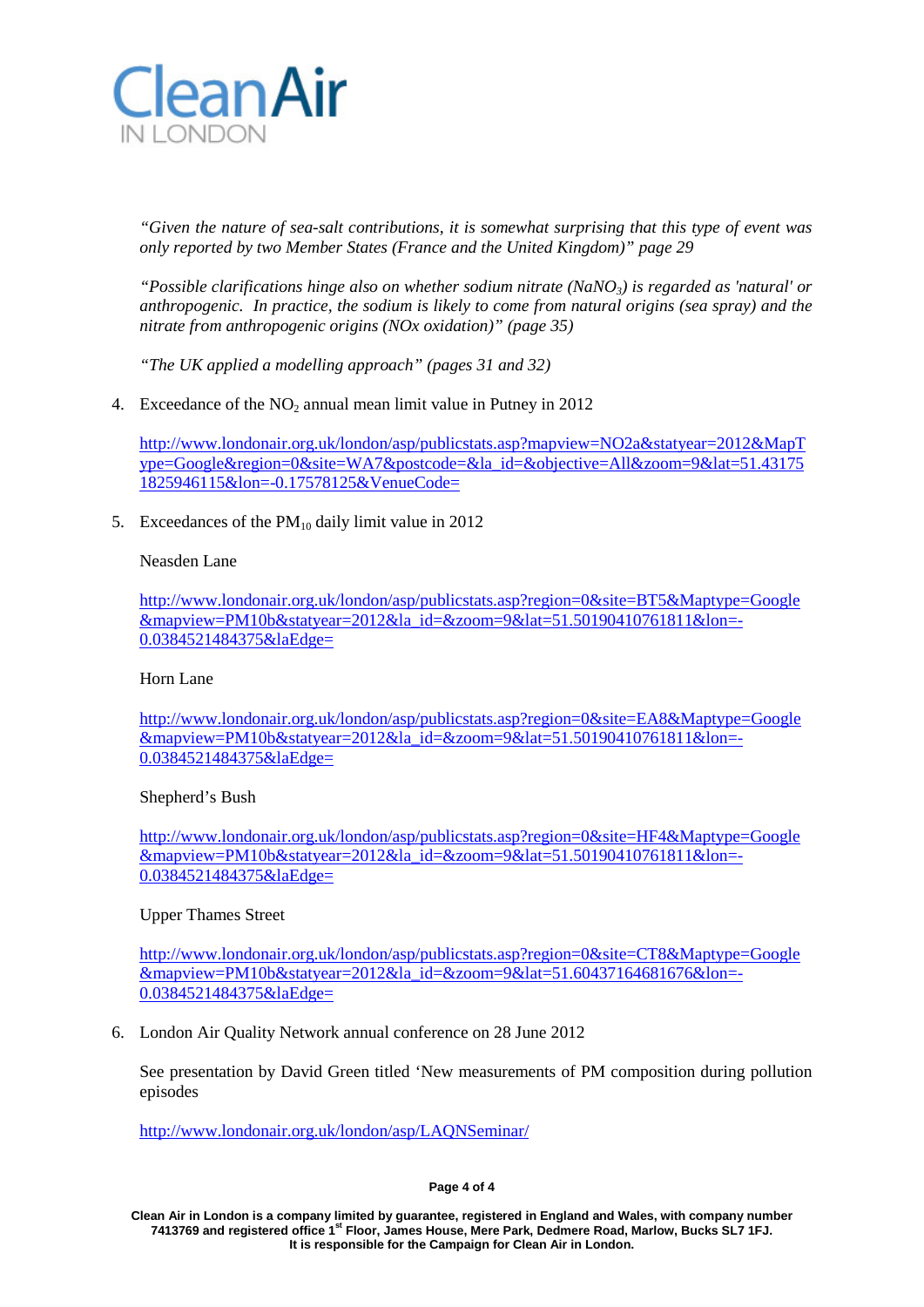*"Given the nature of sea-salt contributions, it is somewhat surprising that this type of event was only reported by two Member States (France and the United Kingdom)" page 29*

*"Possible clarifications hinge also on whether sodium nitrate ($NaNO_3$) is regarded as 'natural' or anthropogenic. In practice, the sodium is likely to come from natural origins (sea spray) and the nitrate from anthropogenic origins (NOx oxidation)" (page 35)*

*"The UK applied a modelling approach" (pages 31 and 32)*

4. Exceedance of the $NO_2$ annual mean limit value in Putney in 2012

   http://www.londonair.org.uk/london/asp/publicstats.asp?mapview=NO2a&statyear=2012&MapType=Google&region=0&site=WA7&postcode=&la_id=&objective=All&zoom=9&lat=51.431751825946115&lon=-0.17578125&VenueCode=

5. Exceedances of the $PM_{10}$ daily limit value in 2012

   Neasden Lane

   http://www.londonair.org.uk/london/asp/publicstats.asp?region=0&site=BT5&Maptype=Google&mapview=PM10b&statyear=2012&la_id=&zoom=9&lat=51.50190410761811&lon=-0.0384521484375&laEdge=

   Horn Lane

   http://www.londonair.org.uk/london/asp/publicstats.asp?region=0&site=EA8&Maptype=Google&mapview=PM10b&statyear=2012&la_id=&zoom=9&lat=51.50190410761811&lon=-0.0384521484375&laEdge=

   Shepherd's Bush

   http://www.londonair.org.uk/london/asp/publicstats.asp?region=0&site=HF4&Maptype=Google&mapview=PM10b&statyear=2012&la_id=&zoom=9&lat=51.50190410761811&lon=-0.0384521484375&laEdge=

   Upper Thames Street

   http://www.londonair.org.uk/london/asp/publicstats.asp?region=0&site=CT8&Maptype=Google&mapview=PM10b&statyear=2012&la_id=&zoom=9&lat=51.60437164681676&lon=-0.0384521484375&laEdge=

6. London Air Quality Network annual conference on 28 June 2012

   See presentation by David Green titled 'New measurements of PM composition during pollution episodes

   http://www.londonair.org.uk/london/asp/LAQNSeminar/

**Clean Air in London is a company limited by guarantee, registered in England and Wales, with company number 7413769 and registered office 1st Floor, James House, Mere Park, Dedmere Road, Marlow, Bucks SL7 1FJ. It is responsible for the Campaign for Clean Air in London.**